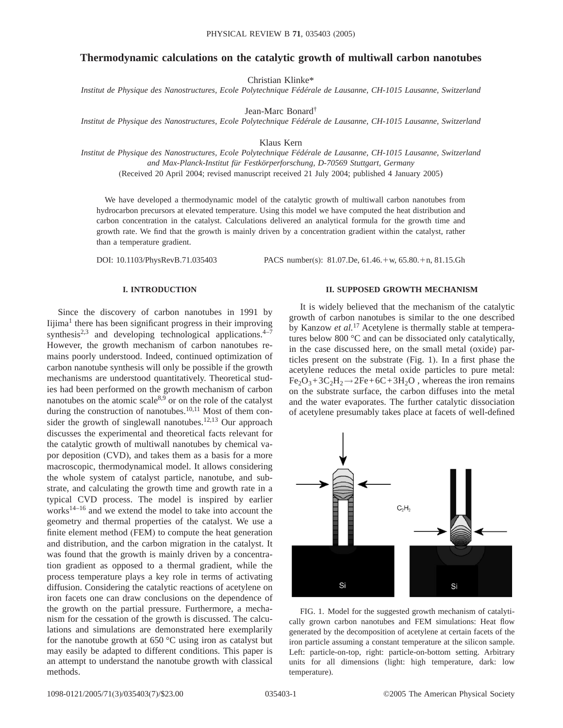# Thermodynamic calculations on the catalytic growth of multiwall carbon nanotubes

Christian Klinke*

*Institut de Physique des Nanostructures, Ecole Polytechnique Fédérale de Lausanne, CH-1015 Lausanne, Switzerland*

Jean-Marc Bonard†

*Institut de Physique des Nanostructures, Ecole Polytechnique Fédérale de Lausanne, CH-1015 Lausanne, Switzerland*

Klaus Kern

*Institut de Physique des Nanostructures, Ecole Polytechnique Fédérale de Lausanne, CH-1015 Lausanne, Switzerland and Max-Planck-Institut für Festkörperforschung, D-70569 Stuttgart, Germany*

(Received 20 April 2004; revised manuscript received 21 July 2004; published 4 January 2005)

We have developed a thermodynamic model of the catalytic growth of multiwall carbon nanotubes from hydrocarbon precursors at elevated temperature. Using this model we have computed the heat distribution and carbon concentration in the catalyst. Calculations delivered an analytical formula for the growth time and growth rate. We find that the growth is mainly driven by a concentration gradient within the catalyst, rather than a temperature gradient.

DOI: 10.1103/PhysRevB.71.035403 PACS number(s): 81.07.De, 61.46.+w, 65.80.+n, 81.15.Gh

## I. INTRODUCTION

Since the discovery of carbon nanotubes in 1991 by Iijima[1] there has been significant progress in their improving synthesis[2,3] and developing technological applications.[4–7] However, the growth mechanism of carbon nanotubes remains poorly understood. Indeed, continued optimization of carbon nanotube synthesis will only be possible if the growth mechanisms are understood quantitatively. Theoretical studies had been performed on the growth mechanism of carbon nanotubes on the atomic scale[8,9] or on the role of the catalyst during the construction of nanotubes.[10,11] Most of them consider the growth of singlewall nanotubes.[12,13] Our approach discusses the experimental and theoretical facts relevant for the catalytic growth of multiwall nanotubes by chemical vapor deposition (CVD), and takes them as a basis for a more macroscopic, thermodynamical model. It allows considering the whole system of catalyst particle, nanotube, and substrate, and calculating the growth time and growth rate in a typical CVD process. The model is inspired by earlier works[14–16] and we extend the model to take into account the geometry and thermal properties of the catalyst. We use a finite element method (FEM) to compute the heat generation and distribution, and the carbon migration in the catalyst. It was found that the growth is mainly driven by a concentration gradient as opposed to a thermal gradient, while the process temperature plays a key role in terms of activating diffusion. Considering the catalytic reactions of acetylene on iron facets one can draw conclusions on the dependence of the growth on the partial pressure. Furthermore, a mechanism for the cessation of the growth is discussed. The calculations and simulations are demonstrated here exemplarily for the nanotube growth at 650 °C using iron as catalyst but may easily be adapted to different conditions. This paper is an attempt to understand the nanotube growth with classical methods.

## II. SUPPOSED GROWTH MECHANISM

It is widely believed that the mechanism of the catalytic growth of carbon nanotubes is similar to the one described by Kanzow *et al.*[17] Acetylene is thermally stable at temperatures below 800 °C and can be dissociated only catalytically, in the case discussed here, on the small metal (oxide) particles present on the substrate (Fig. 1). In a first phase the acetylene reduces the metal oxide particles to pure metal: $Fe_2O_3 + 3C_2H_2 \rightarrow 2Fe + 6C + 3H_2O$ , whereas the iron remains on the substrate surface, the carbon diffuses into the metal and the water evaporates. The further catalytic dissociation of acetylene presumably takes place at facets of well-defined

FIG. 1. Model for the suggested growth mechanism of catalytically grown carbon nanotubes and FEM simulations: Heat flow generated by the decomposition of acetylene at certain facets of the iron particle assuming a constant temperature at the silicon sample. Left: particle-on-top, right: particle-on-bottom setting. Arbitrary units for all dimensions (light: high temperature, dark: low temperature).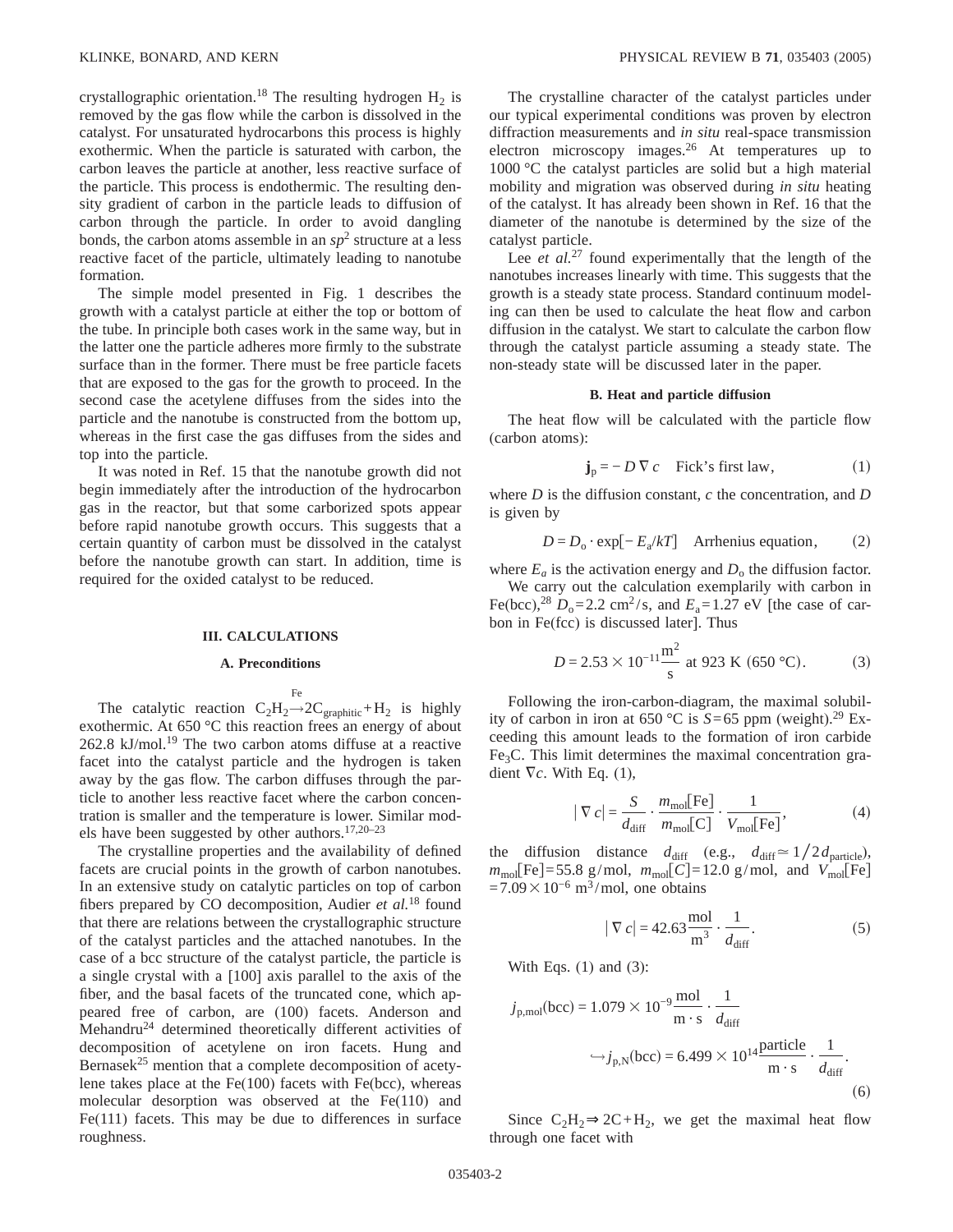crystallographic orientation.[18] The resulting hydrogen $H_2$ is removed by the gas flow while the carbon is dissolved in the catalyst. For unsaturated hydrocarbons this process is highly exothermic. When the particle is saturated with carbon, the carbon leaves the particle at another, less reactive surface of the particle. This process is endothermic. The resulting density gradient of carbon in the particle leads to diffusion of carbon through the particle. In order to avoid dangling bonds, the carbon atoms assemble in an $sp^2$ structure at a less reactive facet of the particle, ultimately leading to nanotube formation.

The simple model presented in Fig. 1 describes the growth with a catalyst particle at either the top or bottom of the tube. In principle both cases work in the same way, but in the latter one the particle adheres more firmly to the substrate surface than in the former. There must be free particle facets that are exposed to the gas for the growth to proceed. In the second case the acetylene diffuses from the sides into the particle and the nanotube is constructed from the bottom up, whereas in the first case the gas diffuses from the sides and top into the particle.

It was noted in Ref. 15 that the nanotube growth did not begin immediately after the introduction of the hydrocarbon gas in the reactor, but that some carborized spots appear before rapid nanotube growth occurs. This suggests that a certain quantity of carbon must be dissolved in the catalyst before the nanotube growth can start. In addition, time is required for the oxided catalyst to be reduced.

## III. CALCULATIONS

### A. Preconditions

The catalytic reaction $C_2H_2 \overset{\text{Fe}}{\rightarrow} 2C_{\text{graphitic}} + H_2$ is highly exothermic. At 650 °C this reaction frees an energy of about 262.8 kJ/mol.[19] The two carbon atoms diffuse at a reactive facet into the catalyst particle and the hydrogen is taken away by the gas flow. The carbon diffuses through the particle to another less reactive facet where the carbon concentration is smaller and the temperature is lower. Similar models have been suggested by other authors.[17,20–23]

The crystalline properties and the availability of defined facets are crucial points in the growth of carbon nanotubes. In an extensive study on catalytic particles on top of carbon fibers prepared by CO decomposition, Audier *et al.*[18] found that there are relations between the crystallographic structure of the catalyst particles and the attached nanotubes. In the case of a bcc structure of the catalyst particle, the particle is a single crystal with a [100] axis parallel to the axis of the fiber, and the basal facets of the truncated cone, which appeared free of carbon, are (100) facets. Anderson and Mehandru[24] determined theoretically different activities of decomposition of acetylene on iron facets. Hung and Bernasek[25] mention that a complete decomposition of acetylene takes place at the Fe(100) facets with Fe(bcc), whereas molecular desorption was observed at the Fe(110) and Fe(111) facets. This may be due to differences in surface roughness.

The crystalline character of the catalyst particles under our typical experimental conditions was proven by electron diffraction measurements and *in situ* real-space transmission electron microscopy images.[26] At temperatures up to 1000 °C the catalyst particles are solid but a high material mobility and migration was observed during *in situ* heating of the catalyst. It has already been shown in Ref. 16 that the diameter of the nanotube is determined by the size of the catalyst particle.

Lee *et al.*[27] found experimentally that the length of the nanotubes increases linearly with time. This suggests that the growth is a steady state process. Standard continuum modeling can then be used to calculate the heat flow and carbon diffusion in the catalyst. We start to calculate the carbon flow through the catalyst particle assuming a steady state. The non-steady state will be discussed later in the paper.

### B. Heat and particle diffusion

The heat flow will be calculated with the particle flow (carbon atoms):

$$\mathbf{j}_p = -D\,\nabla c \quad \text{Fick's first law}, \tag{1}$$

where $D$ is the diffusion constant, $c$ the concentration, and $D$ is given by

$$D = D_o \cdot \exp[-E_a/kT] \quad \text{Arrhenius equation}, \tag{2}$$

where $E_a$ is the activation energy and $D_o$ the diffusion factor.

We carry out the calculation exemplarily with carbon in Fe(bcc),[28] $D_o = 2.2\ \text{cm}^2/\text{s}$, and $E_a = 1.27$ eV [the case of carbon in Fe(fcc) is discussed later]. Thus

$$D = 2.53 \times 10^{-11}\frac{\text{m}^2}{\text{s}} \text{ at } 923 \text{ K } (650\ °\text{C}). \tag{3}$$

Following the iron-carbon-diagram, the maximal solubility of carbon in iron at 650 °C is $S = 65$ ppm (weight).[29] Exceeding this amount leads to the formation of iron carbide $Fe_3C$. This limit determines the maximal concentration gradient $\nabla c$. With Eq. (1),

$$|\nabla c| = \frac{S}{d_{\text{diff}}} \cdot \frac{m_{\text{mol}}[\text{Fe}]}{m_{\text{mol}}[\text{C}]} \cdot \frac{1}{V_{\text{mol}}[\text{Fe}]}, \tag{4}$$

the diffusion distance $d_{\text{diff}}$ (e.g., $d_{\text{diff}} \simeq 1/2\, d_{\text{particle}}$), $m_{\text{mol}}[\text{Fe}] = 55.8$ g/mol, $m_{\text{mol}}[C] = 12.0$ g/mol, and $V_{\text{mol}}[\text{Fe}] = 7.09 \times 10^{-6}\ \text{m}^3/\text{mol}$, one obtains

$$|\nabla c| = 42.63\frac{\text{mol}}{\text{m}^3} \cdot \frac{1}{d_{\text{diff}}}. \tag{5}$$

With Eqs. (1) and (3):

$$j_{p,\text{mol}}(\text{bcc}) = 1.079 \times 10^{-9}\frac{\text{mol}}{\text{m} \cdot \text{s}} \cdot \frac{1}{d_{\text{diff}}}$$
$$\hookrightarrow j_{p,N}(\text{bcc}) = 6.499 \times 10^{14}\frac{\text{particle}}{\text{m} \cdot \text{s}} \cdot \frac{1}{d_{\text{diff}}}. \tag{6}$$

Since $C_2H_2 \Rightarrow 2C + H_2$, we get the maximal heat flow through one facet with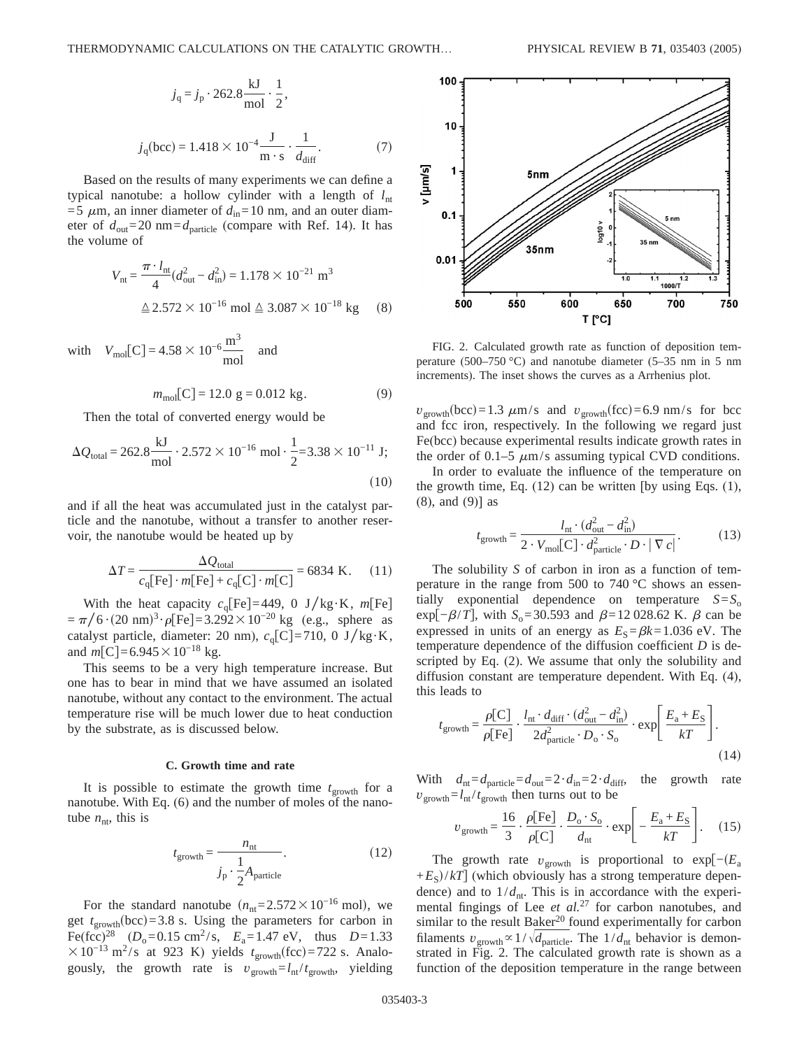$$j_q = j_p \cdot 262.8 \frac{\text{kJ}}{\text{mol}} \cdot \frac{1}{2},$$

$$j_q(\text{bcc}) = 1.418 \times 10^{-4} \frac{\text{J}}{\text{m} \cdot \text{s}} \cdot \frac{1}{d_{\text{diff}}}. \tag{7}$$

Based on the results of many experiments we can define a typical nanotube: a hollow cylinder with a length of $l_{\text{nt}} = 5\ \mu\text{m}$, an inner diameter of $d_{\text{in}} = 10$ nm, and an outer diameter of $d_{\text{out}} = 20\ \text{nm} = d_{\text{particle}}$ (compare with Ref. 14). It has the volume of

$$V_{\text{nt}} = \frac{\pi \cdot l_{\text{nt}}}{4}(d_{\text{out}}^2 - d_{\text{in}}^2) = 1.178 \times 10^{-21}\ \text{m}^3$$

$$\triangleq 2.572 \times 10^{-16}\ \text{mol} \triangleq 3.087 \times 10^{-18}\ \text{kg} \tag{8}$$

with $\quad V_{\text{mol}}[\text{C}] = 4.58 \times 10^{-6} \frac{\text{m}^3}{\text{mol}} \quad$ and

$$m_{\text{mol}}[\text{C}] = 12.0\ \text{g} = 0.012\ \text{kg}. \tag{9}$$

Then the total of converted energy would be

$$\Delta Q_{\text{total}} = 262.8 \frac{\text{kJ}}{\text{mol}} \cdot 2.572 \times 10^{-16}\ \text{mol} \cdot \frac{1}{2} = 3.38 \times 10^{-11}\ \text{J}; \tag{10}$$

and if all the heat was accumulated just in the catalyst particle and the nanotube, without a transfer to another reservoir, the nanotube would be heated up by

$$\Delta T = \frac{\Delta Q_{\text{total}}}{c_q[\text{Fe}] \cdot m[\text{Fe}] + c_q[\text{C}] \cdot m[\text{C}]} = 6834\ \text{K}. \tag{11}$$

With the heat capacity $c_q[\text{Fe}] = 449, 0\ \text{J/kg} \cdot \text{K}$, $m[\text{Fe}] = \pi/6 \cdot (20\ \text{nm})^3 \cdot \rho[\text{Fe}] = 3.292 \times 10^{-20}$ kg (e.g., sphere as catalyst particle, diameter: 20 nm), $c_q[\text{C}] = 710, 0\ \text{J/kg} \cdot \text{K}$, and $m[\text{C}] = 6.945 \times 10^{-18}$ kg.

This seems to be a very high temperature increase. But one has to bear in mind that we have assumed an isolated nanotube, without any contact to the environment. The actual temperature rise will be much lower due to heat conduction by the substrate, as is discussed below.

### C. Growth time and rate

It is possible to estimate the growth time $t_{\text{growth}}$ for a nanotube. With Eq. (6) and the number of moles of the nanotube $n_{\text{nt}}$, this is

$$t_{\text{growth}} = \frac{n_{\text{nt}}}{j_p \cdot \frac{1}{2} A_{\text{particle}}}. \tag{12}$$

For the standard nanotube ($n_{\text{nt}} = 2.572 \times 10^{-16}$ mol), we get $t_{\text{growth}}(\text{bcc}) = 3.8$ s. Using the parameters for carbon in Fe(fcc)[28] ($D_o = 0.15\ \text{cm}^2/\text{s}$, $E_a = 1.47$ eV, thus $D = 1.33 \times 10^{-13}\ \text{m}^2/\text{s}$ at 923 K) yields $t_{\text{growth}}(\text{fcc}) = 722$ s. Analogously, the growth rate is $v_{\text{growth}} = l_{\text{nt}}/t_{\text{growth}}$, yielding $v_{\text{growth}}(\text{bcc}) = 1.3\ \mu\text{m/s}$ and $v_{\text{growth}}(\text{fcc}) = 6.9$ nm/s for bcc and fcc iron, respectively. In the following we regard just Fe(bcc) because experimental results indicate growth rates in the order of 0.1–5 $\mu$m/s assuming typical CVD conditions.

FIG. 2. Calculated growth rate as function of deposition temperature (500–750 °C) and nanotube diameter (5–35 nm in 5 nm increments). The inset shows the curves as a Arrhenius plot.

In order to evaluate the influence of the temperature on the growth time, Eq. (12) can be written [by using Eqs. (1), (8), and (9)] as

$$t_{\text{growth}} = \frac{l_{\text{nt}} \cdot (d_{\text{out}}^2 - d_{\text{in}}^2)}{2 \cdot V_{\text{mol}}[\text{C}] \cdot d_{\text{particle}}^2 \cdot D \cdot |\nabla c|}. \tag{13}$$

The solubility $S$ of carbon in iron as a function of temperature in the range from 500 to 740 °C shows an essentially exponential dependence on temperature $S = S_o \exp[-\beta/T]$, with $S_o = 30.593$ and $\beta = 12\,028.62$ K. $\beta$ can be expressed in units of an energy as $E_S = \beta k = 1.036$ eV. The temperature dependence of the diffusion coefficient $D$ is describted by Eq. (2). We assume that only the solubility and diffusion constant are temperature dependent. With Eq. (4), this leads to

$$t_{\text{growth}} = \frac{\rho[\text{C}]}{\rho[\text{Fe}]} \cdot \frac{l_{\text{nt}} \cdot d_{\text{diff}} \cdot (d_{\text{out}}^2 - d_{\text{in}}^2)}{2 d_{\text{particle}}^2 \cdot D_o \cdot S_o} \cdot \exp\left[\frac{E_a + E_S}{kT}\right]. \tag{14}$$

With $d_{\text{nt}} = d_{\text{particle}} = d_{\text{out}} = 2 \cdot d_{\text{in}} = 2 \cdot d_{\text{diff}}$, the growth rate $v_{\text{growth}} = l_{\text{nt}}/t_{\text{growth}}$ then turns out to be

$$v_{\text{growth}} = \frac{16}{3} \cdot \frac{\rho[\text{Fe}]}{\rho[\text{C}]} \cdot \frac{D_o \cdot S_o}{d_{\text{nt}}} \cdot \exp\left[-\frac{E_a + E_S}{kT}\right]. \tag{15}$$

The growth rate $v_{\text{growth}}$ is proportional to $\exp[-(E_a + E_S)/kT]$ (which obviously has a strong temperature dependence) and to $1/d_{\text{nt}}$. This is in accordance with the experimental fingings of Lee *et al.*[27] for carbon nanotubes, and similar to the result Baker[20] found experimentally for carbon filaments $v_{\text{growth}} \propto 1/\sqrt{d_{\text{particle}}}$. The $1/d_{\text{nt}}$ behavior is demonstrated in Fig. 2. The calculated growth rate is shown as a function of the deposition temperature in the range between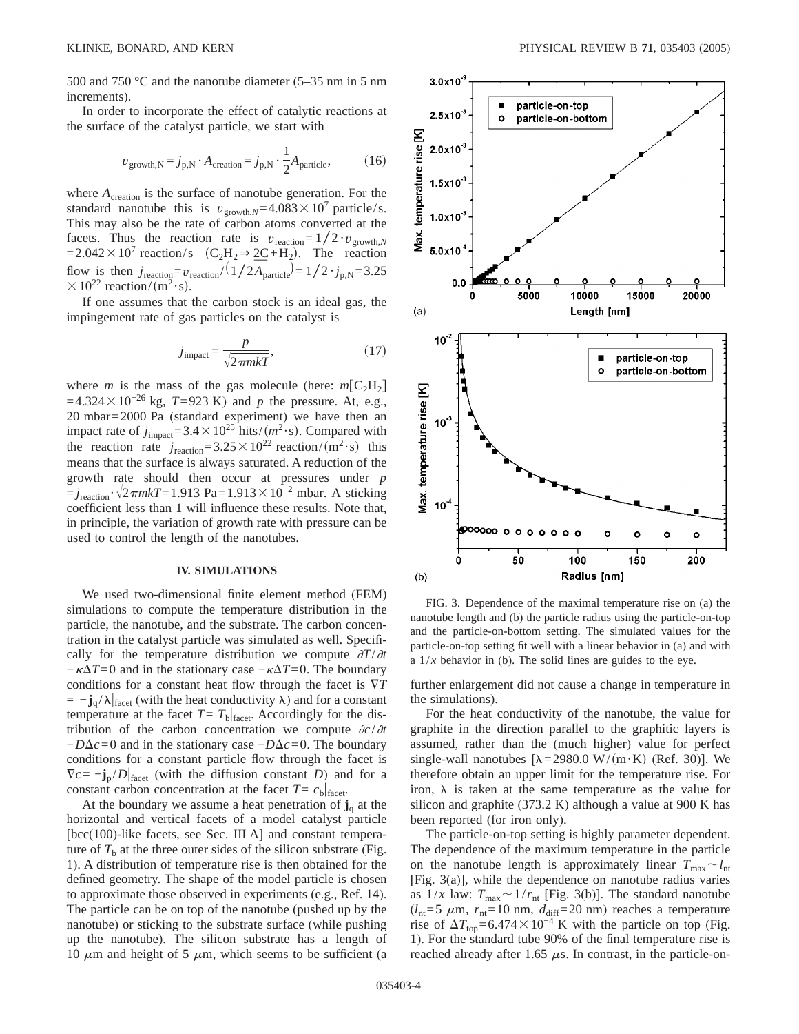500 and 750 °C and the nanotube diameter (5–35 nm in 5 nm increments).

In order to incorporate the effect of catalytic reactions at the surface of the catalyst particle, we start with

$$v_{\mathrm{growth,N}} = j_{\mathrm{p,N}} \cdot A_{\mathrm{creation}} = j_{\mathrm{p,N}} \cdot \frac{1}{2} A_{\mathrm{particle}}, \tag{16}$$

where $A_{\mathrm{creation}}$ is the surface of nanotube generation. For the standard nanotube this is $v_{\mathrm{growth},N} = 4.083 \times 10^7$ particle/s. This may also be the rate of carbon atoms converted at the facets. Thus the reaction rate is $v_{\mathrm{reaction}} = 1/2 \cdot v_{\mathrm{growth},N} = 2.042 \times 10^7$ reaction/s $(C_2H_2 \Rightarrow \underline{\underline{2C}} + H_2)$. The reaction flow is then $j_{\mathrm{reaction}} = v_{\mathrm{reaction}} / (1/2 A_{\mathrm{particle}}) = 1/2 \cdot j_{\mathrm{p,N}} = 3.25 \times 10^{22}$ reaction/$(\mathrm{m}^2 \cdot \mathrm{s})$.

If one assumes that the carbon stock is an ideal gas, the impingement rate of gas particles on the catalyst is

$$j_{\mathrm{impact}} = \frac{p}{\sqrt{2\pi m k T}}, \tag{17}$$

where $m$ is the mass of the gas molecule (here: $m[C_2H_2] = 4.324 \times 10^{-26}$ kg, $T = 923$ K) and $p$ the pressure. At, e.g., 20 mbar = 2000 Pa (standard experiment) we have then an impact rate of $j_{\mathrm{impact}} = 3.4 \times 10^{25}$ hits/$(m^2 \cdot \mathrm{s})$. Compared with the reaction rate $j_{\mathrm{reaction}} = 3.25 \times 10^{22}$ reaction/$(\mathrm{m}^2 \cdot \mathrm{s})$ this means that the surface is always saturated. A reduction of the growth rate should then occur at pressures under $p = j_{\mathrm{reaction}} \cdot \sqrt{2\pi m k T} = 1.913$ Pa $= 1.913 \times 10^{-2}$ mbar. A sticking coefficient less than 1 will influence these results. Note that, in principle, the variation of growth rate with pressure can be used to control the length of the nanotubes.

## IV. SIMULATIONS

We used two-dimensional finite element method (FEM) simulations to compute the temperature distribution in the particle, the nanotube, and the substrate. The carbon concentration in the catalyst particle was simulated as well. Specifically for the temperature distribution we compute $\partial T / \partial t - \kappa \Delta T = 0$ and in the stationary case $-\kappa \Delta T = 0$. The boundary conditions for a constant heat flow through the facet is $\nabla T = -\mathbf{j}_q / \lambda |_{\mathrm{facet}}$ (with the heat conductivity $\lambda$) and for a constant temperature at the facet $T = T_b|_{\mathrm{facet}}$. Accordingly for the distribution of the carbon concentration we compute $\partial c / \partial t - D \Delta c = 0$ and in the stationary case $-D \Delta c = 0$. The boundary conditions for a constant particle flow through the facet is $\nabla c = -\mathbf{j}_p / D |_{\mathrm{facet}}$ (with the diffusion constant $D$) and for a constant carbon concentration at the facet $T = c_b|_{\mathrm{facet}}$.

At the boundary we assume a heat penetration of $\mathbf{j}_q$ at the horizontal and vertical facets of a model catalyst particle [bcc(100)-like facets, see Sec. III A] and constant temperature of $T_b$ at the three outer sides of the silicon substrate (Fig. 1). A distribution of temperature rise is then obtained for the defined geometry. The shape of the model particle is chosen to approximate those observed in experiments (e.g., Ref. 14). The particle can be on top of the nanotube (pushed up by the nanotube) or sticking to the substrate surface (while pushing up the nanotube). The silicon substrate has a length of 10 $\mu$m and height of 5 $\mu$m, which seems to be sufficient (a further enlargement did not cause a change in temperature in the simulations).

FIG. 3. Dependence of the maximal temperature rise on (a) the nanotube length and (b) the particle radius using the particle-on-top and the particle-on-bottom setting. The simulated values for the particle-on-top setting fit well with a linear behavior in (a) and with a $1/x$ behavior in (b). The solid lines are guides to the eye.

For the heat conductivity of the nanotube, the value for graphite in the direction parallel to the graphitic layers is assumed, rather than the (much higher) value for perfect single-wall nanotubes [$\lambda = 2980.0$ W/(m·K) (Ref. 30)]. We therefore obtain an upper limit for the temperature rise. For iron, $\lambda$ is taken at the same temperature as the value for silicon and graphite (373.2 K) although a value at 900 K has been reported (for iron only).

The particle-on-top setting is highly parameter dependent. The dependence of the maximum temperature in the particle on the nanotube length is approximately linear $T_{\max} \sim l_{\mathrm{nt}}$ [Fig. 3(a)], while the dependence on nanotube radius varies as $1/x$ law: $T_{\max} \sim 1/r_{\mathrm{nt}}$ [Fig. 3(b)]. The standard nanotube ($l_{\mathrm{nt}} = 5$ $\mu$m, $r_{\mathrm{nt}} = 10$ nm, $d_{\mathrm{diff}} = 20$ nm) reaches a temperature rise of $\Delta T_{\mathrm{top}} = 6.474 \times 10^{-4}$ K with the particle on top (Fig. 1). For the standard tube 90% of the final temperature rise is reached already after 1.65 $\mu$s. In contrast, in the particle-on-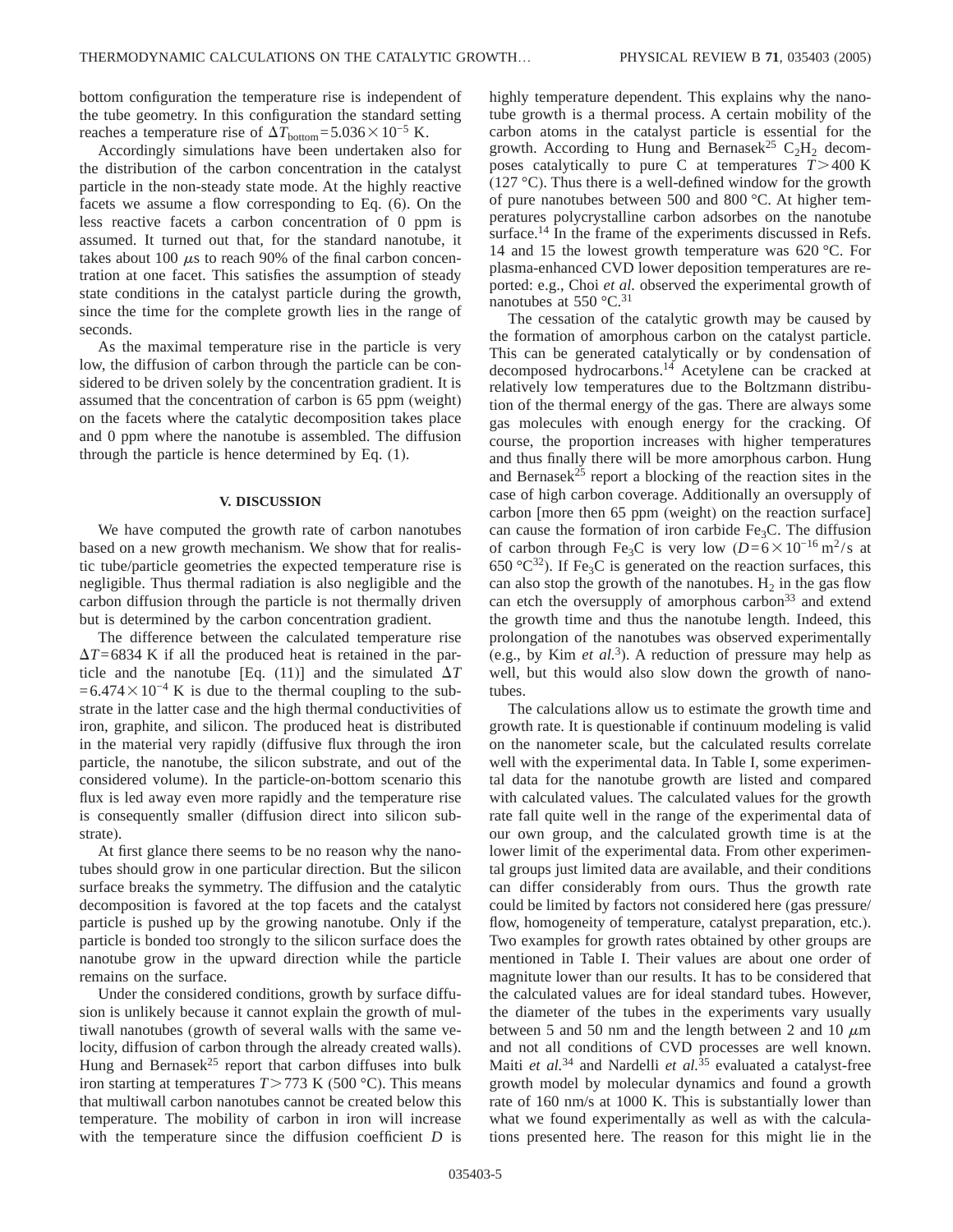bottom configuration the temperature rise is independent of the tube geometry. In this configuration the standard setting reaches a temperature rise of $\Delta T_{\mathrm{bottom}} = 5.036 \times 10^{-5}$ K.

Accordingly simulations have been undertaken also for the distribution of the carbon concentration in the catalyst particle in the non-steady state mode. At the highly reactive facets we assume a flow corresponding to Eq. (6). On the less reactive facets a carbon concentration of 0 ppm is assumed. It turned out that, for the standard nanotube, it takes about 100 $\mu$s to reach 90% of the final carbon concentration at one facet. This satisfies the assumption of steady state conditions in the catalyst particle during the growth, since the time for the complete growth lies in the range of seconds.

As the maximal temperature rise in the particle is very low, the diffusion of carbon through the particle can be considered to be driven solely by the concentration gradient. It is assumed that the concentration of carbon is 65 ppm (weight) on the facets where the catalytic decomposition takes place and 0 ppm where the nanotube is assembled. The diffusion through the particle is hence determined by Eq. (1).

## V. DISCUSSION

We have computed the growth rate of carbon nanotubes based on a new growth mechanism. We show that for realistic tube/particle geometries the expected temperature rise is negligible. Thus thermal radiation is also negligible and the carbon diffusion through the particle is not thermally driven but is determined by the carbon concentration gradient.

The difference between the calculated temperature rise $\Delta T = 6834$ K if all the produced heat is retained in the particle and the nanotube [Eq. (11)] and the simulated $\Delta T = 6.474 \times 10^{-4}$ K is due to the thermal coupling to the substrate in the latter case and the high thermal conductivities of iron, graphite, and silicon. The produced heat is distributed in the material very rapidly (diffusive flux through the iron particle, the nanotube, the silicon substrate, and out of the considered volume). In the particle-on-bottom scenario this flux is led away even more rapidly and the temperature rise is consequently smaller (diffusion direct into silicon substrate).

At first glance there seems to be no reason why the nanotubes should grow in one particular direction. But the silicon surface breaks the symmetry. The diffusion and the catalytic decomposition is favored at the top facets and the catalyst particle is pushed up by the growing nanotube. Only if the particle is bonded too strongly to the silicon surface does the nanotube grow in the upward direction while the particle remains on the surface.

Under the considered conditions, growth by surface diffusion is unlikely because it cannot explain the growth of multiwall nanotubes (growth of several walls with the same velocity, diffusion of carbon through the already created walls). Hung and Bernasek[25] report that carbon diffuses into bulk iron starting at temperatures $T > 773$ K (500 °C). This means that multiwall carbon nanotubes cannot be created below this temperature. The mobility of carbon in iron will increase with the temperature since the diffusion coefficient $D$ is highly temperature dependent. This explains why the nanotube growth is a thermal process. A certain mobility of the carbon atoms in the catalyst particle is essential for the growth. According to Hung and Bernasek[25] $C_2H_2$ decomposes catalytically to pure C at temperatures $T > 400$ K (127 °C). Thus there is a well-defined window for the growth of pure nanotubes between 500 and 800 °C. At higher temperatures polycrystalline carbon adsorbes on the nanotube surface.[14] In the frame of the experiments discussed in Refs. 14 and 15 the lowest growth temperature was 620 °C. For plasma-enhanced CVD lower deposition temperatures are reported: e.g., Choi *et al.* observed the experimental growth of nanotubes at 550 °C.[31]

The cessation of the catalytic growth may be caused by the formation of amorphous carbon on the catalyst particle. This can be generated catalytically or by condensation of decomposed hydrocarbons.[14] Acetylene can be cracked at relatively low temperatures due to the Boltzmann distribution of the thermal energy of the gas. There are always some gas molecules with enough energy for the cracking. Of course, the proportion increases with higher temperatures and thus finally there will be more amorphous carbon. Hung and Bernasek[25] report a blocking of the reaction sites in the case of high carbon coverage. Additionally an oversupply of carbon [more then 65 ppm (weight) on the reaction surface] can cause the formation of iron carbide $Fe_3C$. The diffusion of carbon through $Fe_3C$ is very low ($D = 6 \times 10^{-16}\,\mathrm{m}^2/\mathrm{s}$ at 650 °C[32]). If $Fe_3C$ is generated on the reaction surfaces, this can also stop the growth of the nanotubes. $H_2$ in the gas flow can etch the oversupply of amorphous carbon[33] and extend the growth time and thus the nanotube length. Indeed, this prolongation of the nanotubes was observed experimentally (e.g., by Kim *et al.*[3]). A reduction of pressure may help as well, but this would also slow down the growth of nanotubes.

The calculations allow us to estimate the growth time and growth rate. It is questionable if continuum modeling is valid on the nanometer scale, but the calculated results correlate well with the experimental data. In Table I, some experimental data for the nanotube growth are listed and compared with calculated values. The calculated values for the growth rate fall quite well in the range of the experimental data of our own group, and the calculated growth time is at the lower limit of the experimental data. From other experimental groups just limited data are available, and their conditions can differ considerably from ours. Thus the growth rate could be limited by factors not considered here (gas pressure/flow, homogeneity of temperature, catalyst preparation, etc.). Two examples for growth rates obtained by other groups are mentioned in Table I. Their values are about one order of magnitude lower than our results. It has to be considered that the calculated values are for ideal standard tubes. However, the diameter of the tubes in the experiments vary usually between 5 and 50 nm and the length between 2 and 10 $\mu$m and not all conditions of CVD processes are well known. Maiti *et al.*[34] and Nardelli *et al.*[35] evaluated a catalyst-free growth model by molecular dynamics and found a growth rate of 160 nm/s at 1000 K. This is substantially lower than what we found experimentally as well as with the calculations presented here. The reason for this might lie in the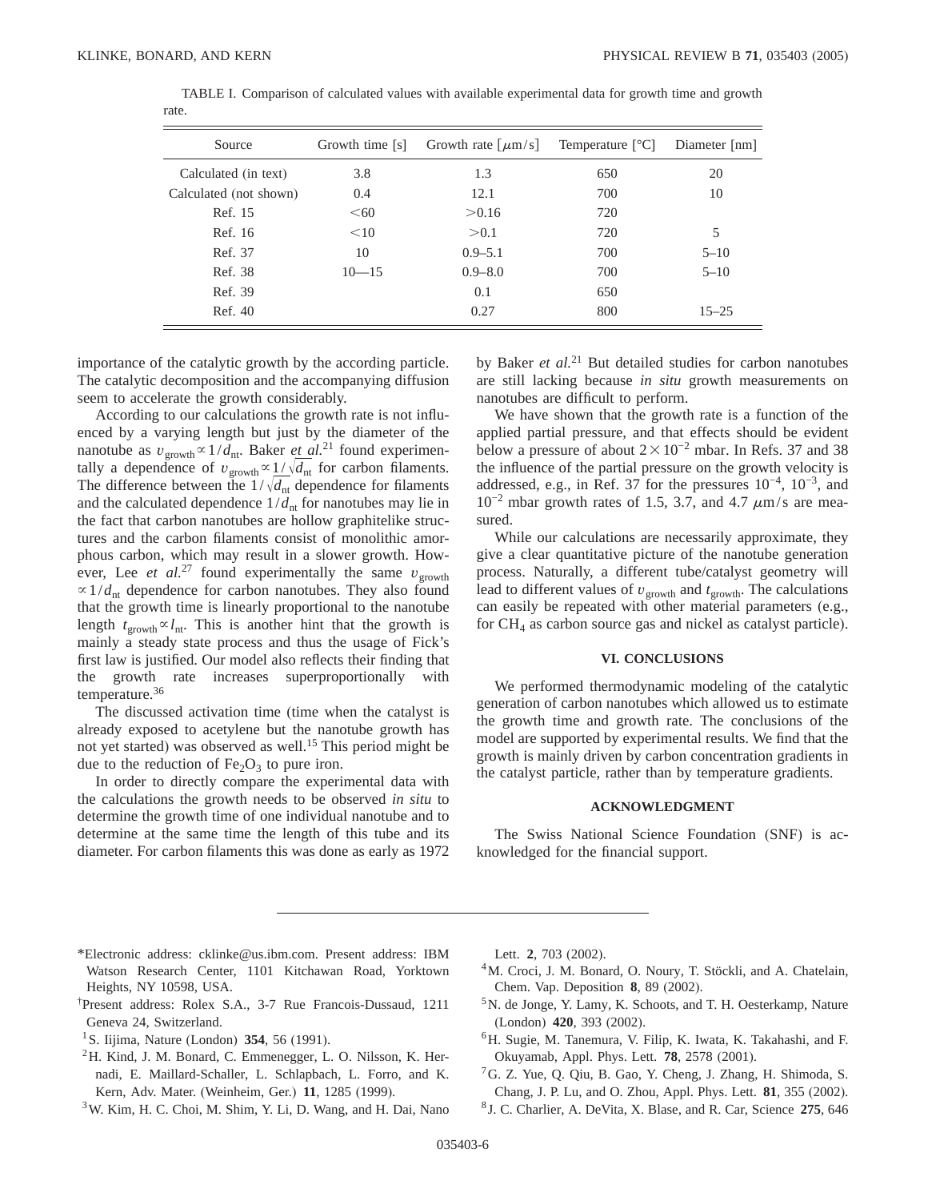TABLE I. Comparison of calculated values with available experimental data for growth time and growth rate.

| Source | Growth time [s] | Growth rate [$\mu$m/s] | Temperature [°C] | Diameter [nm] |
|---|---|---|---|---|
| Calculated (in text) | 3.8 | 1.3 | 650 | 20 |
| Calculated (not shown) | 0.4 | 12.1 | 700 | 10 |
| Ref. 15 | <60 | >0.16 | 720 | |
| Ref. 16 | <10 | >0.1 | 720 | 5 |
| Ref. 37 | 10 | 0.9–5.1 | 700 | 5–10 |
| Ref. 38 | 10—15 | 0.9–8.0 | 700 | 5–10 |
| Ref. 39 | | 0.1 | 650 | |
| Ref. 40 | | 0.27 | 800 | 15–25 |

importance of the catalytic growth by the according particle. The catalytic decomposition and the accompanying diffusion seem to accelerate the growth considerably.

According to our calculations the growth rate is not influenced by a varying length but just by the diameter of the nanotube as $v_{\text{growth}} \propto 1/d_{\text{nt}}$. Baker *et al.*[21] found experimentally a dependence of $v_{\text{growth}} \propto 1/\sqrt{d_{\text{nt}}}$ for carbon filaments. The difference between the $1/\sqrt{d_{\text{nt}}}$ dependence for filaments and the calculated dependence $1/d_{\text{nt}}$ for nanotubes may lie in the fact that carbon nanotubes are hollow graphitelike structures and the carbon filaments consist of monolithic amorphous carbon, which may result in a slower growth. However, Lee *et al.*[27] found experimentally the same $v_{\text{growth}} \propto 1/d_{\text{nt}}$ dependence for carbon nanotubes. They also found that the growth time is linearly proportional to the nanotube length $t_{\text{growth}} \propto l_{\text{nt}}$. This is another hint that the growth is mainly a steady state process and thus the usage of Fick's first law is justified. Our model also reflects their finding that the growth rate increases superproportionally with temperature.[36]

The discussed activation time (time when the catalyst is already exposed to acetylene but the nanotube growth has not yet started) was observed as well.[15] This period might be due to the reduction of $Fe_2O_3$ to pure iron.

In order to directly compare the experimental data with the calculations the growth needs to be observed *in situ* to determine the growth time of one individual nanotube and to determine at the same time the length of this tube and its diameter. For carbon filaments this was done as early as 1972 by Baker *et al.*[21] But detailed studies for carbon nanotubes are still lacking because *in situ* growth measurements on nanotubes are difficult to perform.

We have shown that the growth rate is a function of the applied partial pressure, and that effects should be evident below a pressure of about $2\times10^{-2}$ mbar. In Refs. 37 and 38 the influence of the partial pressure on the growth velocity is addressed, e.g., in Ref. 37 for the pressures $10^{-4}$, $10^{-3}$, and $10^{-2}$ mbar growth rates of 1.5, 3.7, and 4.7 $\mu$m/s are measured.

While our calculations are necessarily approximate, they give a clear quantitative picture of the nanotube generation process. Naturally, a different tube/catalyst geometry will lead to different values of $v_{\text{growth}}$ and $t_{\text{growth}}$. The calculations can easily be repeated with other material parameters (e.g., for $CH_4$ as carbon source gas and nickel as catalyst particle).

## VI. CONCLUSIONS

We performed thermodynamic modeling of the catalytic generation of carbon nanotubes which allowed us to estimate the growth time and growth rate. The conclusions of the model are supported by experimental results. We find that the growth is mainly driven by carbon concentration gradients in the catalyst particle, rather than by temperature gradients.

## ACKNOWLEDGMENT

The Swiss National Science Foundation (SNF) is acknowledged for the financial support.

---

*Electronic address: cklinke@us.ibm.com. Present address: IBM Watson Research Center, 1101 Kitchawan Road, Yorktown Heights, NY 10598, USA.

†Present address: Rolex S.A., 3-7 Rue Francois-Dussaud, 1211 Geneva 24, Switzerland.

[1] S. Iijima, Nature (London) **354**, 56 (1991).

[2] H. Kind, J. M. Bonard, C. Emmenegger, L. O. Nilsson, K. Hernadi, E. Maillard-Schaller, L. Schlapbach, L. Forro, and K. Kern, Adv. Mater. (Weinheim, Ger.) **11**, 1285 (1999).

[3] W. Kim, H. C. Choi, M. Shim, Y. Li, D. Wang, and H. Dai, Nano Lett. **2**, 703 (2002).

[4] M. Croci, J. M. Bonard, O. Noury, T. Stöckli, and A. Chatelain, Chem. Vap. Deposition **8**, 89 (2002).

[5] N. de Jonge, Y. Lamy, K. Schoots, and T. H. Oesterkamp, Nature (London) **420**, 393 (2002).

[6] H. Sugie, M. Tanemura, V. Filip, K. Iwata, K. Takahashi, and F. Okuyamab, Appl. Phys. Lett. **78**, 2578 (2001).

[7] G. Z. Yue, Q. Qiu, B. Gao, Y. Cheng, J. Zhang, H. Shimoda, S. Chang, J. P. Lu, and O. Zhou, Appl. Phys. Lett. **81**, 355 (2002).

[8] J. C. Charlier, A. DeVita, X. Blase, and R. Car, Science **275**, 646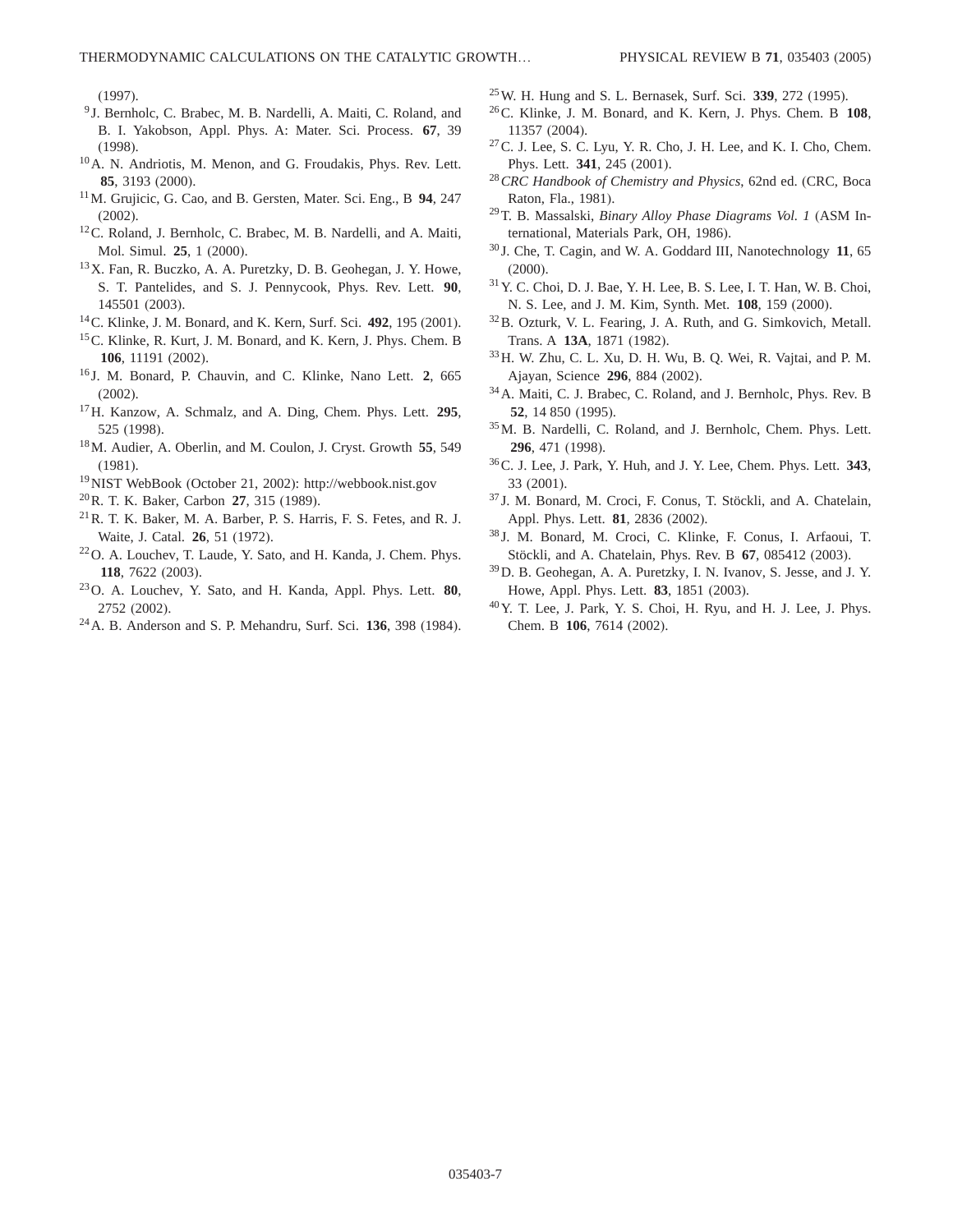(1997).

[9] J. Bernholc, C. Brabec, M. B. Nardelli, A. Maiti, C. Roland, and B. I. Yakobson, Appl. Phys. A: Mater. Sci. Process. **67**, 39 (1998).

[10] A. N. Andriotis, M. Menon, and G. Froudakis, Phys. Rev. Lett. **85**, 3193 (2000).

[11] M. Grujicic, G. Cao, and B. Gersten, Mater. Sci. Eng., B **94**, 247 (2002).

[12] C. Roland, J. Bernholc, C. Brabec, M. B. Nardelli, and A. Maiti, Mol. Simul. **25**, 1 (2000).

[13] X. Fan, R. Buczko, A. A. Puretzky, D. B. Geohegan, J. Y. Howe, S. T. Pantelides, and S. J. Pennycook, Phys. Rev. Lett. **90**, 145501 (2003).

[14] C. Klinke, J. M. Bonard, and K. Kern, Surf. Sci. **492**, 195 (2001).

[15] C. Klinke, R. Kurt, J. M. Bonard, and K. Kern, J. Phys. Chem. B **106**, 11191 (2002).

[16] J. M. Bonard, P. Chauvin, and C. Klinke, Nano Lett. **2**, 665 (2002).

[17] H. Kanzow, A. Schmalz, and A. Ding, Chem. Phys. Lett. **295**, 525 (1998).

[18] M. Audier, A. Oberlin, and M. Coulon, J. Cryst. Growth **55**, 549 (1981).

[19] NIST WebBook (October 21, 2002): http://webbook.nist.gov

[20] R. T. K. Baker, Carbon **27**, 315 (1989).

[21] R. T. K. Baker, M. A. Barber, P. S. Harris, F. S. Fetes, and R. J. Waite, J. Catal. **26**, 51 (1972).

[22] O. A. Louchev, T. Laude, Y. Sato, and H. Kanda, J. Chem. Phys. **118**, 7622 (2003).

[23] O. A. Louchev, Y. Sato, and H. Kanda, Appl. Phys. Lett. **80**, 2752 (2002).

[24] A. B. Anderson and S. P. Mehandru, Surf. Sci. **136**, 398 (1984).

[25] W. H. Hung and S. L. Bernasek, Surf. Sci. **339**, 272 (1995).

[26] C. Klinke, J. M. Bonard, and K. Kern, J. Phys. Chem. B **108**, 11357 (2004).

[27] C. J. Lee, S. C. Lyu, Y. R. Cho, J. H. Lee, and K. I. Cho, Chem. Phys. Lett. **341**, 245 (2001).

[28] *CRC Handbook of Chemistry and Physics*, 62nd ed. (CRC, Boca Raton, Fla., 1981).

[29] T. B. Massalski, *Binary Alloy Phase Diagrams Vol. 1* (ASM International, Materials Park, OH, 1986).

[30] J. Che, T. Cagin, and W. A. Goddard III, Nanotechnology **11**, 65 (2000).

[31] Y. C. Choi, D. J. Bae, Y. H. Lee, B. S. Lee, I. T. Han, W. B. Choi, N. S. Lee, and J. M. Kim, Synth. Met. **108**, 159 (2000).

[32] B. Ozturk, V. L. Fearing, J. A. Ruth, and G. Simkovich, Metall. Trans. A **13A**, 1871 (1982).

[33] H. W. Zhu, C. L. Xu, D. H. Wu, B. Q. Wei, R. Vajtai, and P. M. Ajayan, Science **296**, 884 (2002).

[34] A. Maiti, C. J. Brabec, C. Roland, and J. Bernholc, Phys. Rev. B **52**, 14 850 (1995).

[35] M. B. Nardelli, C. Roland, and J. Bernholc, Chem. Phys. Lett. **296**, 471 (1998).

[36] C. J. Lee, J. Park, Y. Huh, and J. Y. Lee, Chem. Phys. Lett. **343**, 33 (2001).

[37] J. M. Bonard, M. Croci, F. Conus, T. Stöckli, and A. Chatelain, Appl. Phys. Lett. **81**, 2836 (2002).

[38] J. M. Bonard, M. Croci, C. Klinke, F. Conus, I. Arfaoui, T. Stöckli, and A. Chatelain, Phys. Rev. B **67**, 085412 (2003).

[39] D. B. Geohegan, A. A. Puretzky, I. N. Ivanov, S. Jesse, and J. Y. Howe, Appl. Phys. Lett. **83**, 1851 (2003).

[40] Y. T. Lee, J. Park, Y. S. Choi, H. Ryu, and H. J. Lee, J. Phys. Chem. B **106**, 7614 (2002).